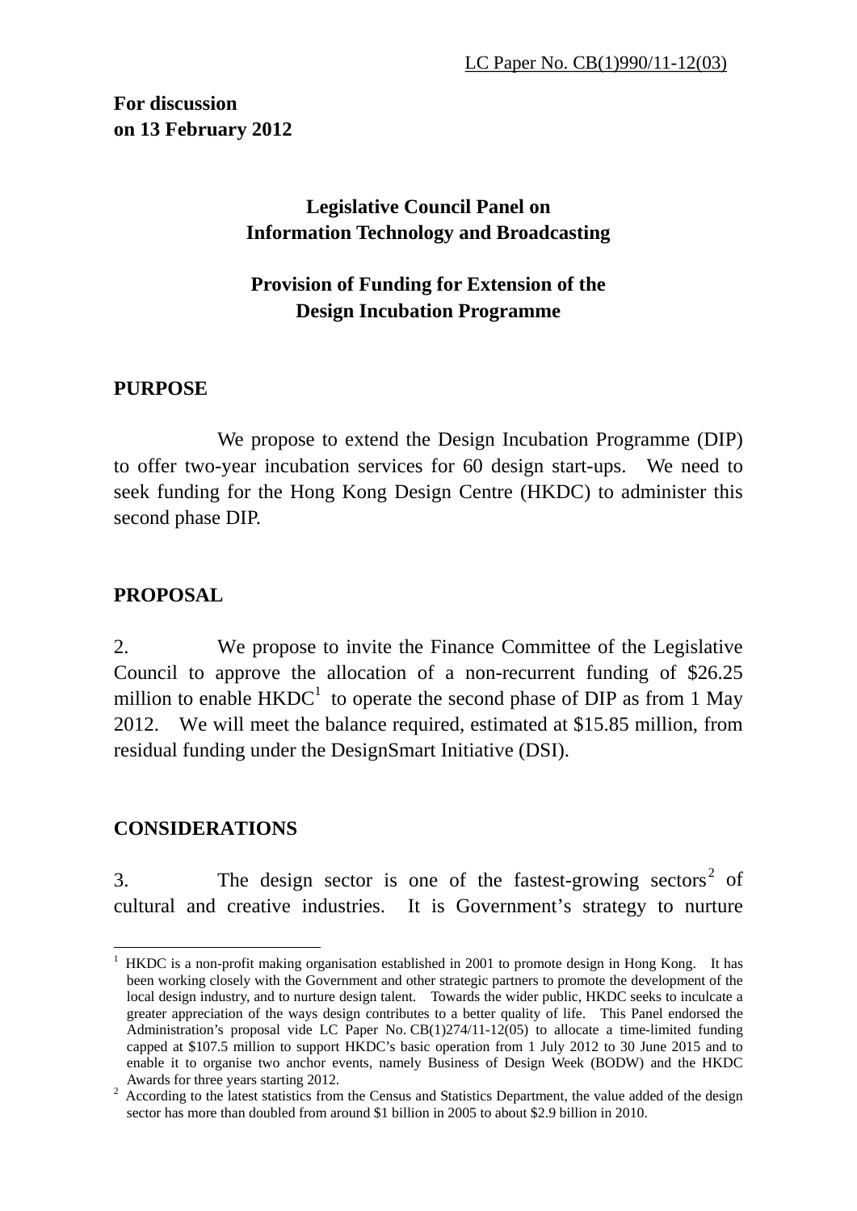LC Paper No. CB(1)990/11-12(03)

**For discussion on 13 February 2012**

## Legislative Council Panel on Information Technology and Broadcasting

## Provision of Funding for Extension of the Design Incubation Programme

### PURPOSE

We propose to extend the Design Incubation Programme (DIP) to offer two-year incubation services for 60 design start-ups. We need to seek funding for the Hong Kong Design Centre (HKDC) to administer this second phase DIP.

### PROPOSAL

2. We propose to invite the Finance Committee of the Legislative Council to approve the allocation of a non-recurrent funding of $26.25 million to enable HKDC[1] to operate the second phase of DIP as from 1 May 2012. We will meet the balance required, estimated at $15.85 million, from residual funding under the DesignSmart Initiative (DSI).

### CONSIDERATIONS

3. The design sector is one of the fastest-growing sectors[2] of cultural and creative industries. It is Government's strategy to nurture

---

[1] HKDC is a non-profit making organisation established in 2001 to promote design in Hong Kong. It has been working closely with the Government and other strategic partners to promote the development of the local design industry, and to nurture design talent. Towards the wider public, HKDC seeks to inculcate a greater appreciation of the ways design contributes to a better quality of life. This Panel endorsed the Administration's proposal vide LC Paper No. CB(1)274/11-12(05) to allocate a time-limited funding capped at $107.5 million to support HKDC's basic operation from 1 July 2012 to 30 June 2015 and to enable it to organise two anchor events, namely Business of Design Week (BODW) and the HKDC Awards for three years starting 2012.

[2] According to the latest statistics from the Census and Statistics Department, the value added of the design sector has more than doubled from around $1 billion in 2005 to about $2.9 billion in 2010.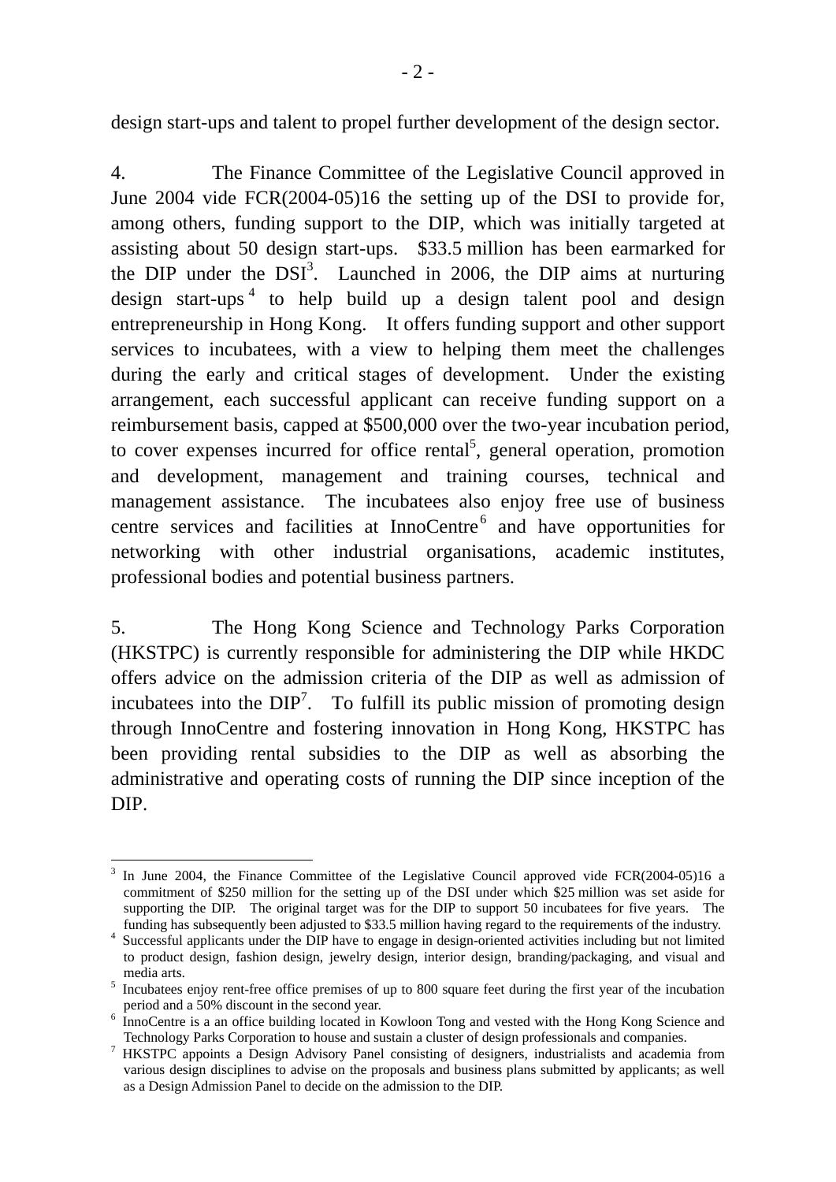design start-ups and talent to propel further development of the design sector.

4. The Finance Committee of the Legislative Council approved in June 2004 vide FCR(2004-05)16 the setting up of the DSI to provide for, among others, funding support to the DIP, which was initially targeted at assisting about 50 design start-ups. $33.5 million has been earmarked for the DIP under the DSI[3]. Launched in 2006, the DIP aims at nurturing design start-ups[4] to help build up a design talent pool and design entrepreneurship in Hong Kong. It offers funding support and other support services to incubatees, with a view to helping them meet the challenges during the early and critical stages of development. Under the existing arrangement, each successful applicant can receive funding support on a reimbursement basis, capped at $500,000 over the two-year incubation period, to cover expenses incurred for office rental[5], general operation, promotion and development, management and training courses, technical and management assistance. The incubatees also enjoy free use of business centre services and facilities at InnoCentre[6] and have opportunities for networking with other industrial organisations, academic institutes, professional bodies and potential business partners.

5. The Hong Kong Science and Technology Parks Corporation (HKSTPC) is currently responsible for administering the DIP while HKDC offers advice on the admission criteria of the DIP as well as admission of incubatees into the DIP[7]. To fulfill its public mission of promoting design through InnoCentre and fostering innovation in Hong Kong, HKSTPC has been providing rental subsidies to the DIP as well as absorbing the administrative and operating costs of running the DIP since inception of the DIP.

---

[3] In June 2004, the Finance Committee of the Legislative Council approved vide FCR(2004-05)16 a commitment of $250 million for the setting up of the DSI under which $25 million was set aside for supporting the DIP. The original target was for the DIP to support 50 incubatees for five years. The funding has subsequently been adjusted to $33.5 million having regard to the requirements of the industry.

[4] Successful applicants under the DIP have to engage in design-oriented activities including but not limited to product design, fashion design, jewelry design, interior design, branding/packaging, and visual and media arts.

[5] Incubatees enjoy rent-free office premises of up to 800 square feet during the first year of the incubation period and a 50% discount in the second year.

[6] InnoCentre is a an office building located in Kowloon Tong and vested with the Hong Kong Science and Technology Parks Corporation to house and sustain a cluster of design professionals and companies.

[7] HKSTPC appoints a Design Advisory Panel consisting of designers, industrialists and academia from various design disciplines to advise on the proposals and business plans submitted by applicants; as well as a Design Admission Panel to decide on the admission to the DIP.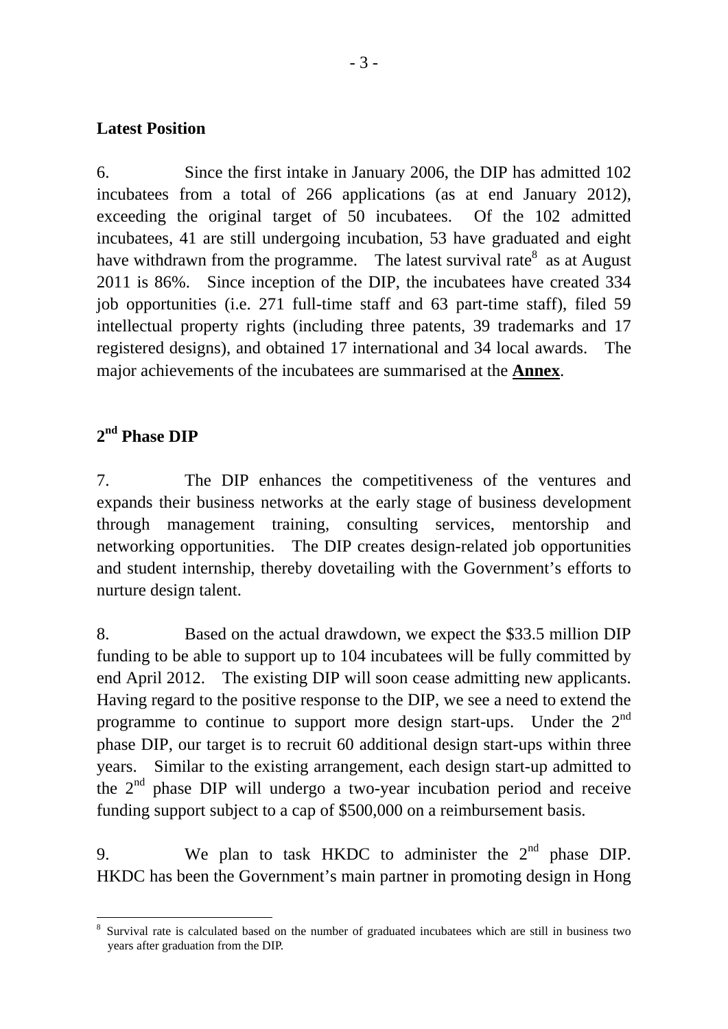**Latest Position**

6. Since the first intake in January 2006, the DIP has admitted 102 incubatees from a total of 266 applications (as at end January 2012), exceeding the original target of 50 incubatees. Of the 102 admitted incubatees, 41 are still undergoing incubation, 53 have graduated and eight have withdrawn from the programme. The latest survival rate[8] as at August 2011 is 86%. Since inception of the DIP, the incubatees have created 334 job opportunities (i.e. 271 full-time staff and 63 part-time staff), filed 59 intellectual property rights (including three patents, 39 trademarks and 17 registered designs), and obtained 17 international and 34 local awards. The major achievements of the incubatees are summarised at the **Annex**.

**2nd Phase DIP**

7. The DIP enhances the competitiveness of the ventures and expands their business networks at the early stage of business development through management training, consulting services, mentorship and networking opportunities. The DIP creates design-related job opportunities and student internship, thereby dovetailing with the Government's efforts to nurture design talent.

8. Based on the actual drawdown, we expect the \$33.5 million DIP funding to be able to support up to 104 incubatees will be fully committed by end April 2012. The existing DIP will soon cease admitting new applicants. Having regard to the positive response to the DIP, we see a need to extend the programme to continue to support more design start-ups. Under the 2nd phase DIP, our target is to recruit 60 additional design start-ups within three years. Similar to the existing arrangement, each design start-up admitted to the 2nd phase DIP will undergo a two-year incubation period and receive funding support subject to a cap of \$500,000 on a reimbursement basis.

9. We plan to task HKDC to administer the 2nd phase DIP. HKDC has been the Government's main partner in promoting design in Hong

[8] Survival rate is calculated based on the number of graduated incubatees which are still in business two years after graduation from the DIP.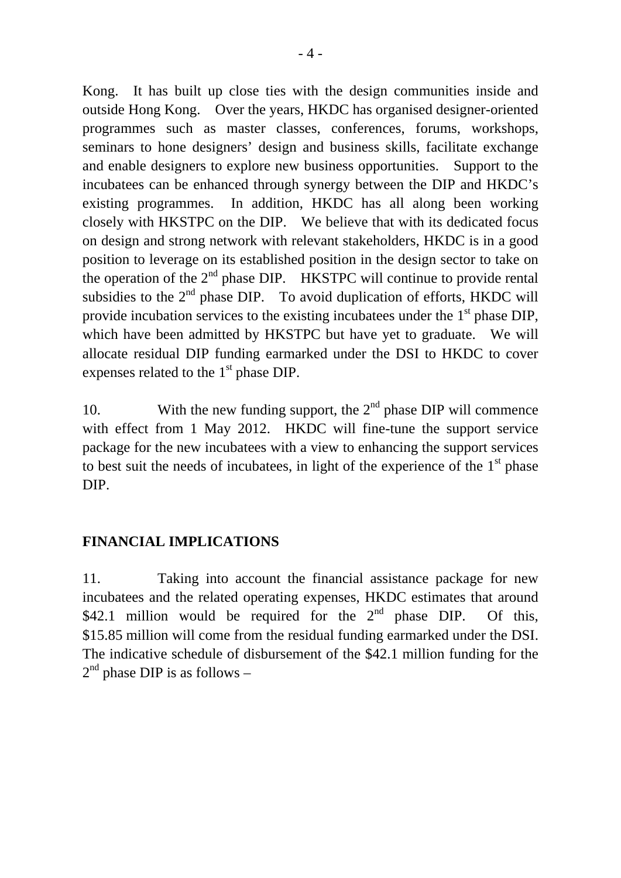Kong. It has built up close ties with the design communities inside and outside Hong Kong. Over the years, HKDC has organised designer-oriented programmes such as master classes, conferences, forums, workshops, seminars to hone designers' design and business skills, facilitate exchange and enable designers to explore new business opportunities. Support to the incubatees can be enhanced through synergy between the DIP and HKDC's existing programmes. In addition, HKDC has all along been working closely with HKSTPC on the DIP. We believe that with its dedicated focus on design and strong network with relevant stakeholders, HKDC is in a good position to leverage on its established position in the design sector to take on the operation of the 2nd phase DIP. HKSTPC will continue to provide rental subsidies to the 2nd phase DIP. To avoid duplication of efforts, HKDC will provide incubation services to the existing incubatees under the 1st phase DIP, which have been admitted by HKSTPC but have yet to graduate. We will allocate residual DIP funding earmarked under the DSI to HKDC to cover expenses related to the 1st phase DIP.

10. With the new funding support, the 2nd phase DIP will commence with effect from 1 May 2012. HKDC will fine-tune the support service package for the new incubatees with a view to enhancing the support services to best suit the needs of incubatees, in light of the experience of the 1st phase DIP.

## FINANCIAL IMPLICATIONS

11. Taking into account the financial assistance package for new incubatees and the related operating expenses, HKDC estimates that around $42.1 million would be required for the 2nd phase DIP. Of this, $15.85 million will come from the residual funding earmarked under the DSI. The indicative schedule of disbursement of the $42.1 million funding for the 2nd phase DIP is as follows –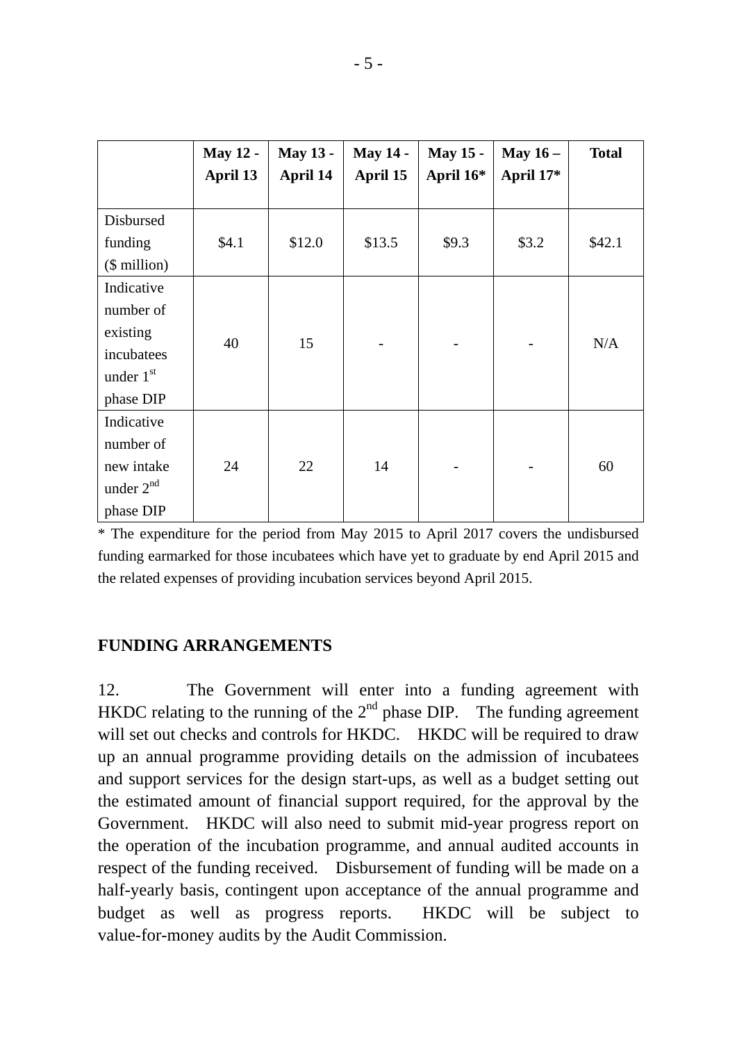|  | May 12 - April 13 | May 13 - April 14 | May 14 - April 15 | May 15 - April 16* | May 16 – April 17* | Total |
|---|---|---|---|---|---|---|
| Disbursed funding ($ million) | $4.1 | $12.0 | $13.5 | $9.3 | $3.2 | $42.1 |
| Indicative number of existing incubatees under 1st phase DIP | 40 | 15 | - | - | - | N/A |
| Indicative number of new intake under 2nd phase DIP | 24 | 22 | 14 | - | - | 60 |

* The expenditure for the period from May 2015 to April 2017 covers the undisbursed funding earmarked for those incubatees which have yet to graduate by end April 2015 and the related expenses of providing incubation services beyond April 2015.

## FUNDING ARRANGEMENTS

12. The Government will enter into a funding agreement with HKDC relating to the running of the 2nd phase DIP. The funding agreement will set out checks and controls for HKDC. HKDC will be required to draw up an annual programme providing details on the admission of incubatees and support services for the design start-ups, as well as a budget setting out the estimated amount of financial support required, for the approval by the Government. HKDC will also need to submit mid-year progress report on the operation of the incubation programme, and annual audited accounts in respect of the funding received. Disbursement of funding will be made on a half-yearly basis, contingent upon acceptance of the annual programme and budget as well as progress reports. HKDC will be subject to value-for-money audits by the Audit Commission.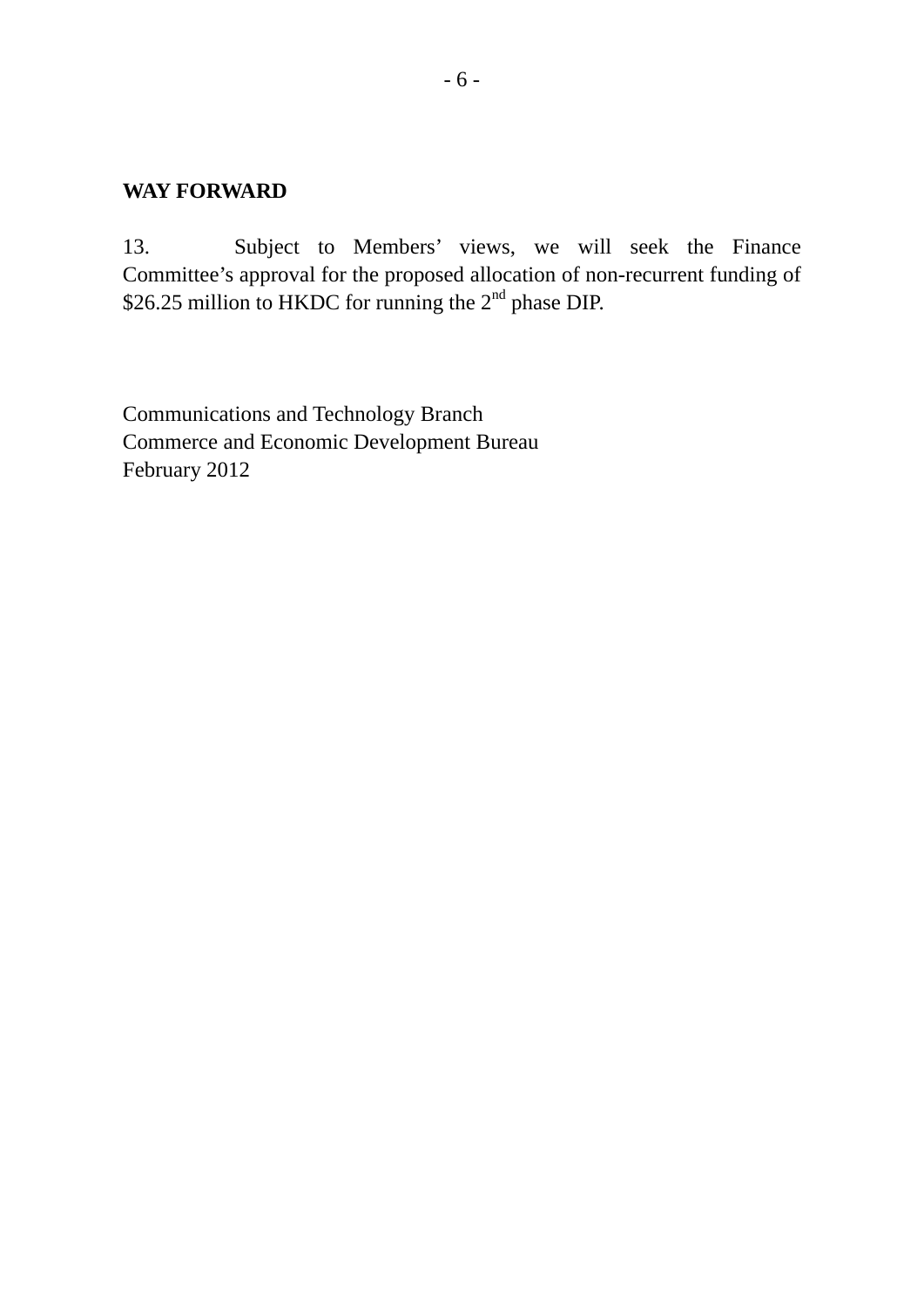**WAY FORWARD**

13. Subject to Members' views, we will seek the Finance Committee's approval for the proposed allocation of non-recurrent funding of $26.25 million to HKDC for running the 2nd phase DIP.

Communications and Technology Branch
Commerce and Economic Development Bureau
February 2012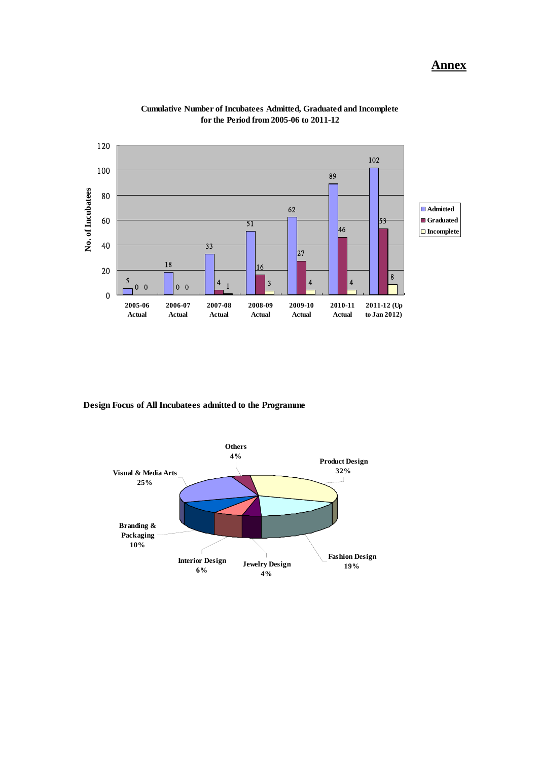# Annex

**Cumulative Number of Incubatees Admitted, Graduated and Incomplete for the Period from 2005-06 to 2011-12**

| | Admitted | Graduated | Incomplete |
|---|---|---|---|
| 2005-06 Actual | 5 | 0 | 0 |
| 2006-07 Actual | 18 | 0 | 0 |
| 2007-08 Actual | 33 | 4 | 1 |
| 2008-09 Actual | 51 | 16 | 3 |
| 2009-10 Actual | 62 | 27 | 4 |
| 2010-11 Actual | 89 | 46 | 4 |
| 2011-12 (Up to Jan 2012) | 102 | 53 | 8 |

**Design Focus of All Incubatees admitted to the Programme**

| Design Focus | Percentage |
|---|---|
| Product Design | 32% |
| Fashion Design | 19% |
| Jewelry Design | 4% |
| Interior Design | 6% |
| Branding & Packaging | 10% |
| Visual & Media Arts | 25% |
| Others | 4% |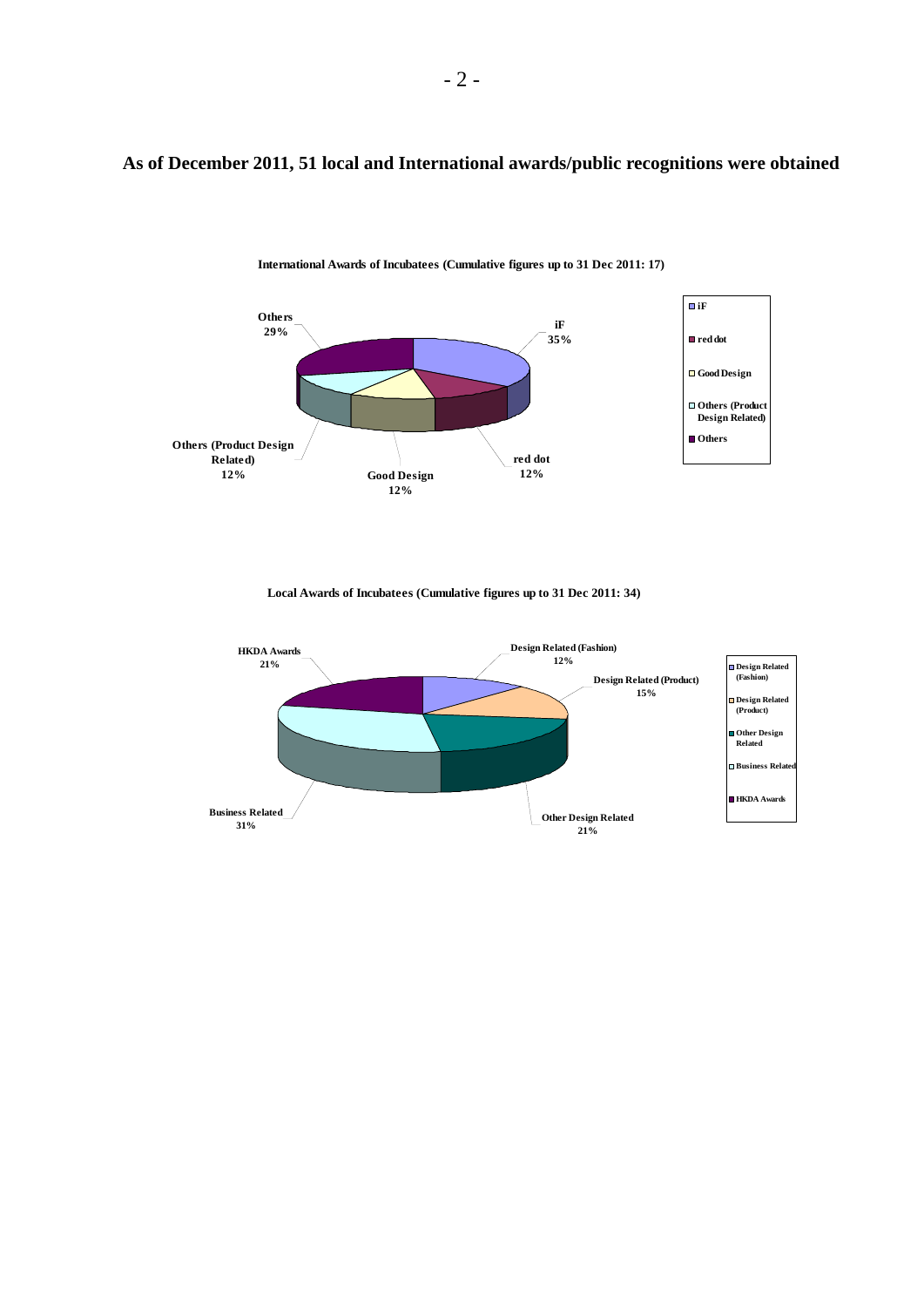**As of December 2011, 51 local and International awards/public recognitions were obtained**

International Awards of Incubatees (Cumulative figures up to 31 Dec 2011: 17)

iF
35%

red dot
12%

Good Design
12%

Others (Product Design Related)
12%

Others
29%

Legend: iF, red dot, Good Design, Others (Product Design Related), Others

Local Awards of Incubatees (Cumulative figures up to 31 Dec 2011: 34)

Design Related (Fashion)
12%

Design Related (Product)
15%

Other Design Related
21%

Business Related
31%

HKDA Awards
21%

Legend: Design Related (Fashion), Design Related (Product), Other Design Related, Business Related, HKDA Awards